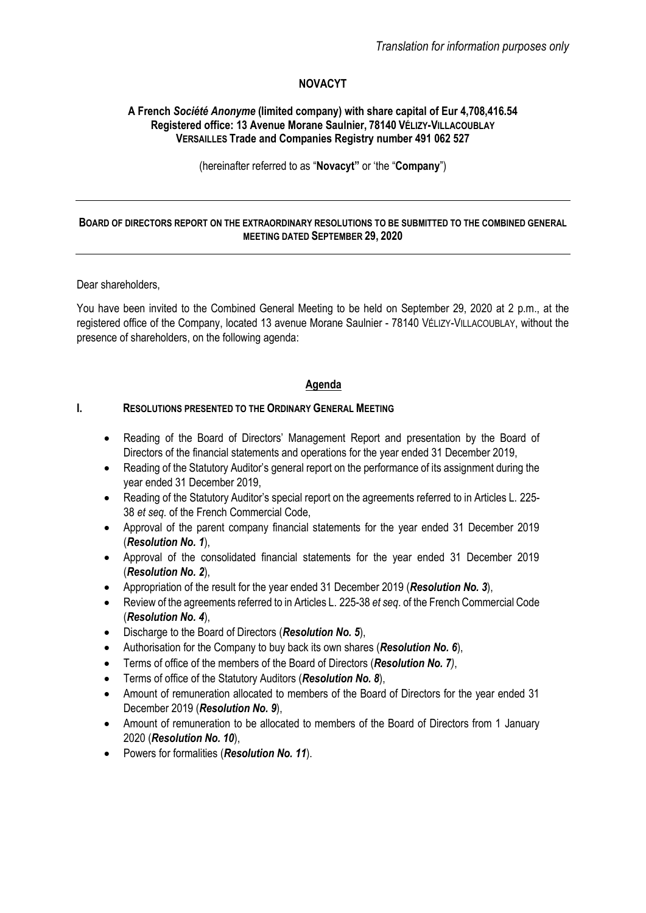*Translation for information purposes only*

**NOVACYT**

**A French *Société Anonyme* (limited company) with share capital of Eur 4,708,416.54**
**Registered office: 13 Avenue Morane Saulnier, 78140 VÉLIZY-VILLACOUBLAY**
**VERSAILLES Trade and Companies Registry number 491 062 527**

(hereinafter referred to as "**Novacyt"** or 'the "**Company**")

---

**BOARD OF DIRECTORS REPORT ON THE EXTRAORDINARY RESOLUTIONS TO BE SUBMITTED TO THE COMBINED GENERAL MEETING DATED SEPTEMBER 29, 2020**

---

Dear shareholders,

You have been invited to the Combined General Meeting to be held on September 29, 2020 at 2 p.m., at the registered office of the Company, located 13 avenue Morane Saulnier - 78140 VÉLIZY-VILLACOUBLAY, without the presence of shareholders, on the following agenda:

## Agenda

### I. RESOLUTIONS PRESENTED TO THE ORDINARY GENERAL MEETING

- Reading of the Board of Directors' Management Report and presentation by the Board of Directors of the financial statements and operations for the year ended 31 December 2019,
- Reading of the Statutory Auditor's general report on the performance of its assignment during the year ended 31 December 2019,
- Reading of the Statutory Auditor's special report on the agreements referred to in Articles L. 225-38 *et seq.* of the French Commercial Code,
- Approval of the parent company financial statements for the year ended 31 December 2019 (***Resolution No. 1***),
- Approval of the consolidated financial statements for the year ended 31 December 2019 (***Resolution No. 2***),
- Appropriation of the result for the year ended 31 December 2019 (***Resolution No. 3***),
- Review of the agreements referred to in Articles L. 225-38 *et seq.* of the French Commercial Code (***Resolution No. 4***),
- Discharge to the Board of Directors (***Resolution No. 5***),
- Authorisation for the Company to buy back its own shares (***Resolution No. 6***),
- Terms of office of the members of the Board of Directors (***Resolution No. 7)***,
- Terms of office of the Statutory Auditors (***Resolution No. 8***),
- Amount of remuneration allocated to members of the Board of Directors for the year ended 31 December 2019 (***Resolution No. 9***),
- Amount of remuneration to be allocated to members of the Board of Directors from 1 January 2020 (***Resolution No. 10***),
- Powers for formalities (***Resolution No. 11***).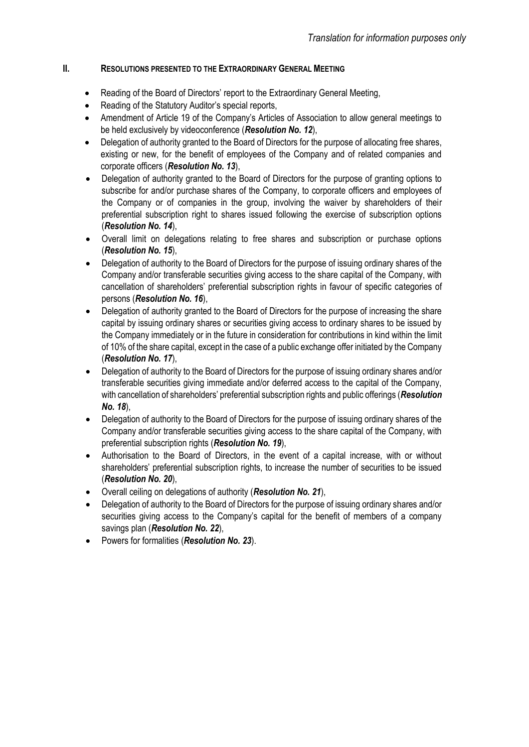*Translation for information purposes only*

## II. Resolutions presented to the Extraordinary General Meeting

- Reading of the Board of Directors' report to the Extraordinary General Meeting,
- Reading of the Statutory Auditor's special reports,
- Amendment of Article 19 of the Company's Articles of Association to allow general meetings to be held exclusively by videoconference (***Resolution No. 12***),
- Delegation of authority granted to the Board of Directors for the purpose of allocating free shares, existing or new, for the benefit of employees of the Company and of related companies and corporate officers (***Resolution No. 13***),
- Delegation of authority granted to the Board of Directors for the purpose of granting options to subscribe for and/or purchase shares of the Company, to corporate officers and employees of the Company or of companies in the group, involving the waiver by shareholders of their preferential subscription right to shares issued following the exercise of subscription options (***Resolution No. 14***),
- Overall limit on delegations relating to free shares and subscription or purchase options (***Resolution No. 15***),
- Delegation of authority to the Board of Directors for the purpose of issuing ordinary shares of the Company and/or transferable securities giving access to the share capital of the Company, with cancellation of shareholders' preferential subscription rights in favour of specific categories of persons (***Resolution No. 16***),
- Delegation of authority granted to the Board of Directors for the purpose of increasing the share capital by issuing ordinary shares or securities giving access to ordinary shares to be issued by the Company immediately or in the future in consideration for contributions in kind within the limit of 10% of the share capital, except in the case of a public exchange offer initiated by the Company (***Resolution No. 17***),
- Delegation of authority to the Board of Directors for the purpose of issuing ordinary shares and/or transferable securities giving immediate and/or deferred access to the capital of the Company, with cancellation of shareholders' preferential subscription rights and public offerings (***Resolution No. 18***),
- Delegation of authority to the Board of Directors for the purpose of issuing ordinary shares of the Company and/or transferable securities giving access to the share capital of the Company, with preferential subscription rights (***Resolution No. 19***),
- Authorisation to the Board of Directors, in the event of a capital increase, with or without shareholders' preferential subscription rights, to increase the number of securities to be issued (***Resolution No. 20***),
- Overall ceiling on delegations of authority (***Resolution No. 21***),
- Delegation of authority to the Board of Directors for the purpose of issuing ordinary shares and/or securities giving access to the Company's capital for the benefit of members of a company savings plan (***Resolution No. 22***),
- Powers for formalities (***Resolution No. 23***).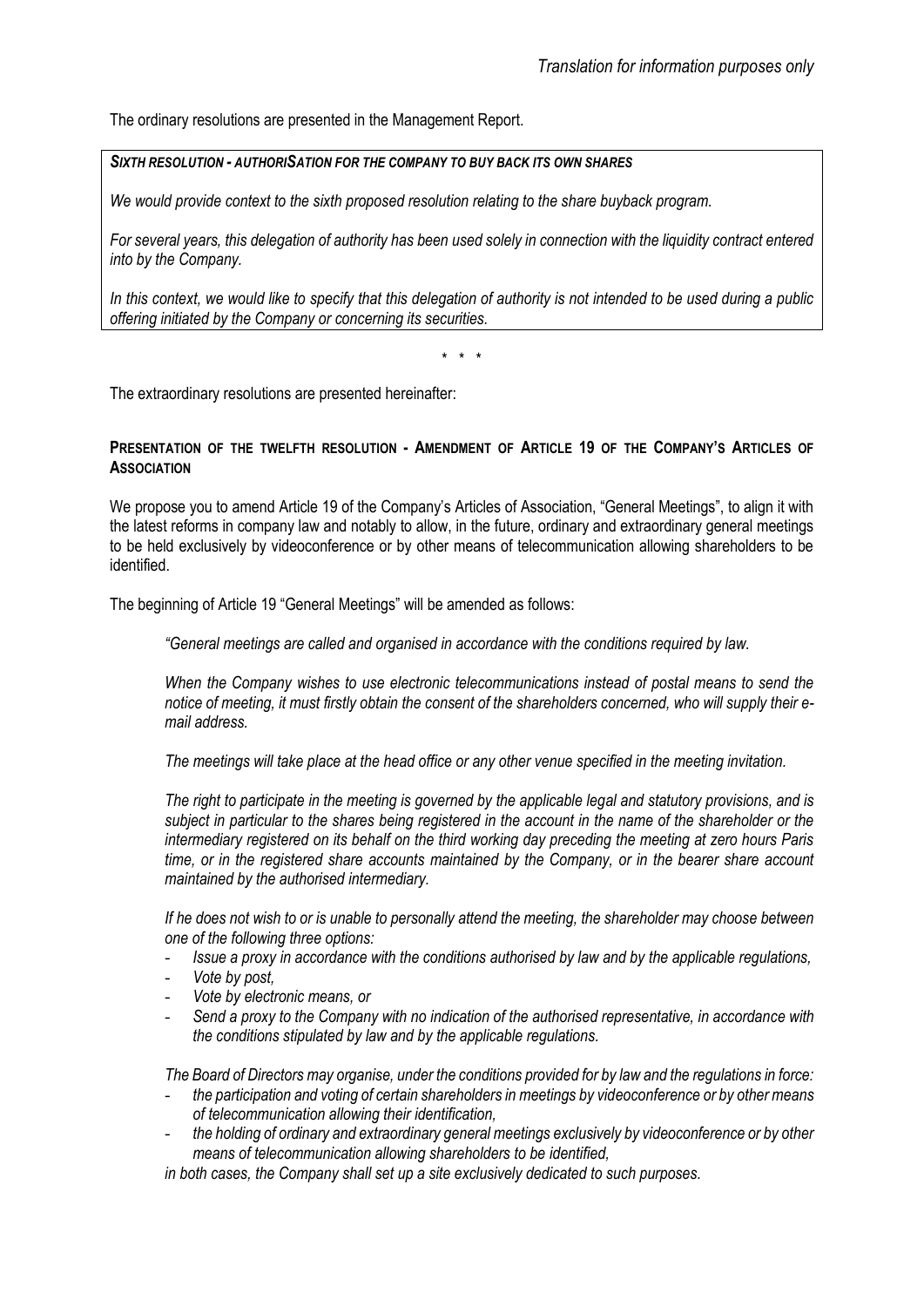The ordinary resolutions are presented in the Management Report.

***SIXTH RESOLUTION - AUTHORISATION FOR THE COMPANY TO BUY BACK ITS OWN SHARES***

*We would provide context to the sixth proposed resolution relating to the share buyback program.*

*For several years, this delegation of authority has been used solely in connection with the liquidity contract entered into by the Company.*

*In this context, we would like to specify that this delegation of authority is not intended to be used during a public offering initiated by the Company or concerning its securities.*

\* \* \*

The extraordinary resolutions are presented hereinafter:

**PRESENTATION OF THE TWELFTH RESOLUTION - AMENDMENT OF ARTICLE 19 OF THE COMPANY'S ARTICLES OF ASSOCIATION**

We propose you to amend Article 19 of the Company's Articles of Association, "General Meetings", to align it with the latest reforms in company law and notably to allow, in the future, ordinary and extraordinary general meetings to be held exclusively by videoconference or by other means of telecommunication allowing shareholders to be identified.

The beginning of Article 19 "General Meetings" will be amended as follows:

> *"General meetings are called and organised in accordance with the conditions required by law.*
>
> *When the Company wishes to use electronic telecommunications instead of postal means to send the notice of meeting, it must firstly obtain the consent of the shareholders concerned, who will supply their e-mail address.*
>
> *The meetings will take place at the head office or any other venue specified in the meeting invitation.*
>
> *The right to participate in the meeting is governed by the applicable legal and statutory provisions, and is subject in particular to the shares being registered in the account in the name of the shareholder or the intermediary registered on its behalf on the third working day preceding the meeting at zero hours Paris time, or in the registered share accounts maintained by the Company, or in the bearer share account maintained by the authorised intermediary.*
>
> *If he does not wish to or is unable to personally attend the meeting, the shareholder may choose between one of the following three options:*
>
> - *Issue a proxy in accordance with the conditions authorised by law and by the applicable regulations,*
> - *Vote by post,*
> - *Vote by electronic means, or*
> - *Send a proxy to the Company with no indication of the authorised representative, in accordance with the conditions stipulated by law and by the applicable regulations.*
>
> *The Board of Directors may organise, under the conditions provided for by law and the regulations in force:*
>
> - *the participation and voting of certain shareholders in meetings by videoconference or by other means of telecommunication allowing their identification,*
> - *the holding of ordinary and extraordinary general meetings exclusively by videoconference or by other means of telecommunication allowing shareholders to be identified,*
>
> *in both cases, the Company shall set up a site exclusively dedicated to such purposes.*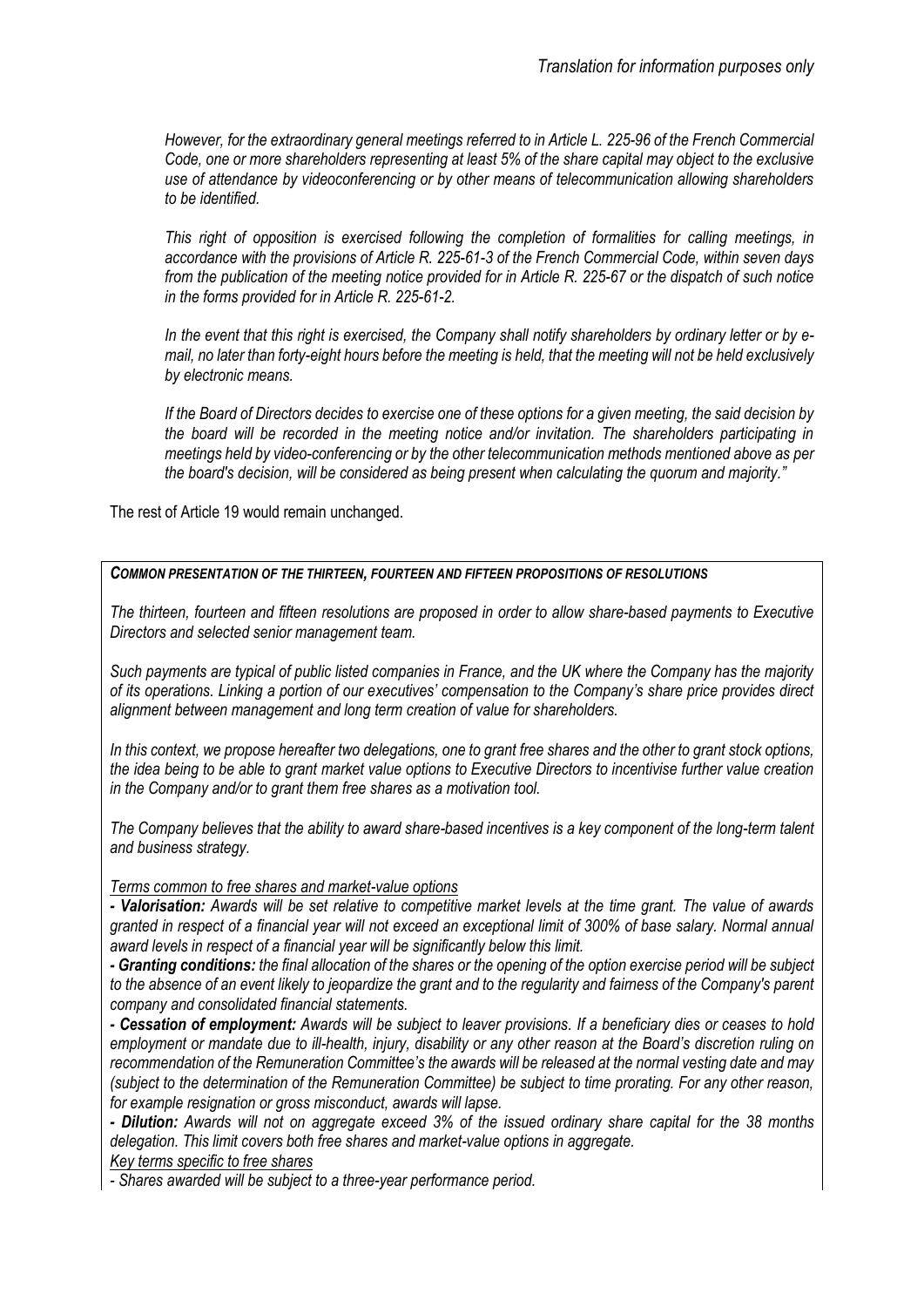*However, for the extraordinary general meetings referred to in Article L. 225-96 of the French Commercial Code, one or more shareholders representing at least 5% of the share capital may object to the exclusive use of attendance by videoconferencing or by other means of telecommunication allowing shareholders to be identified.*

*This right of opposition is exercised following the completion of formalities for calling meetings, in accordance with the provisions of Article R. 225-61-3 of the French Commercial Code, within seven days from the publication of the meeting notice provided for in Article R. 225-67 or the dispatch of such notice in the forms provided for in Article R. 225-61-2.*

*In the event that this right is exercised, the Company shall notify shareholders by ordinary letter or by e-mail, no later than forty-eight hours before the meeting is held, that the meeting will not be held exclusively by electronic means.*

*If the Board of Directors decides to exercise one of these options for a given meeting, the said decision by the board will be recorded in the meeting notice and/or invitation. The shareholders participating in meetings held by video-conferencing or by the other telecommunication methods mentioned above as per the board's decision, will be considered as being present when calculating the quorum and majority."*

The rest of Article 19 would remain unchanged.

***COMMON PRESENTATION OF THE THIRTEEN, FOURTEEN AND FIFTEEN PROPOSITIONS OF RESOLUTIONS***

*The thirteen, fourteen and fifteen resolutions are proposed in order to allow share-based payments to Executive Directors and selected senior management team.*

*Such payments are typical of public listed companies in France, and the UK where the Company has the majority of its operations. Linking a portion of our executives' compensation to the Company's share price provides direct alignment between management and long term creation of value for shareholders.*

*In this context, we propose hereafter two delegations, one to grant free shares and the other to grant stock options, the idea being to be able to grant market value options to Executive Directors to incentivise further value creation in the Company and/or to grant them free shares as a motivation tool.*

*The Company believes that the ability to award share-based incentives is a key component of the long-term talent and business strategy.*

*Terms common to free shares and market-value options*

***- Valorisation:** Awards will be set relative to competitive market levels at the time grant. The value of awards granted in respect of a financial year will not exceed an exceptional limit of 300% of base salary. Normal annual award levels in respect of a financial year will be significantly below this limit.*

***- Granting conditions:** the final allocation of the shares or the opening of the option exercise period will be subject to the absence of an event likely to jeopardize the grant and to the regularity and fairness of the Company's parent company and consolidated financial statements.*

***- Cessation of employment:** Awards will be subject to leaver provisions. If a beneficiary dies or ceases to hold employment or mandate due to ill-health, injury, disability or any other reason at the Board's discretion ruling on recommendation of the Remuneration Committee's the awards will be released at the normal vesting date and may (subject to the determination of the Remuneration Committee) be subject to time prorating. For any other reason, for example resignation or gross misconduct, awards will lapse.*

***- Dilution:** Awards will not on aggregate exceed 3% of the issued ordinary share capital for the 38 months delegation. This limit covers both free shares and market-value options in aggregate.*

*Key terms specific to free shares*

*- Shares awarded will be subject to a three-year performance period.*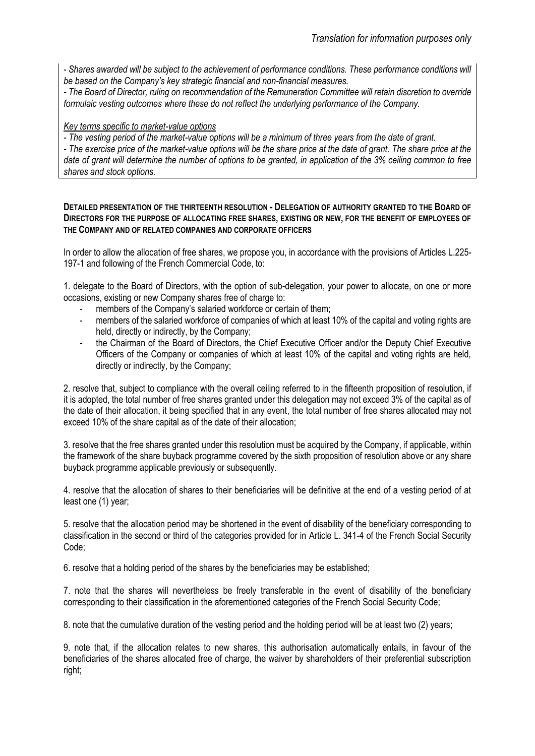*- Shares awarded will be subject to the achievement of performance conditions. These performance conditions will be based on the Company's key strategic financial and non-financial measures.*

*- The Board of Director, ruling on recommendation of the Remuneration Committee will retain discretion to override formulaic vesting outcomes where these do not reflect the underlying performance of the Company.*

*Key terms specific to market-value options*

*- The vesting period of the market-value options will be a minimum of three years from the date of grant.*

*- The exercise price of the market-value options will be the share price at the date of grant. The share price at the date of grant will determine the number of options to be granted, in application of the 3% ceiling common to free shares and stock options.*

**DETAILED PRESENTATION OF THE THIRTEENTH RESOLUTION - DELEGATION OF AUTHORITY GRANTED TO THE BOARD OF DIRECTORS FOR THE PURPOSE OF ALLOCATING FREE SHARES, EXISTING OR NEW, FOR THE BENEFIT OF EMPLOYEES OF THE COMPANY AND OF RELATED COMPANIES AND CORPORATE OFFICERS**

In order to allow the allocation of free shares, we propose you, in accordance with the provisions of Articles L.225-197-1 and following of the French Commercial Code, to:

1. delegate to the Board of Directors, with the option of sub-delegation, your power to allocate, on one or more occasions, existing or new Company shares free of charge to:
   - members of the Company's salaried workforce or certain of them;
   - members of the salaried workforce of companies of which at least 10% of the capital and voting rights are held, directly or indirectly, by the Company;
   - the Chairman of the Board of Directors, the Chief Executive Officer and/or the Deputy Chief Executive Officers of the Company or companies of which at least 10% of the capital and voting rights are held, directly or indirectly, by the Company;

2. resolve that, subject to compliance with the overall ceiling referred to in the fifteenth proposition of resolution, if it is adopted, the total number of free shares granted under this delegation may not exceed 3% of the capital as of the date of their allocation, it being specified that in any event, the total number of free shares allocated may not exceed 10% of the share capital as of the date of their allocation;

3. resolve that the free shares granted under this resolution must be acquired by the Company, if applicable, within the framework of the share buyback programme covered by the sixth proposition of resolution above or any share buyback programme applicable previously or subsequently.

4. resolve that the allocation of shares to their beneficiaries will be definitive at the end of a vesting period of at least one (1) year;

5. resolve that the allocation period may be shortened in the event of disability of the beneficiary corresponding to classification in the second or third of the categories provided for in Article L. 341-4 of the French Social Security Code;

6. resolve that a holding period of the shares by the beneficiaries may be established;

7. note that the shares will nevertheless be freely transferable in the event of disability of the beneficiary corresponding to their classification in the aforementioned categories of the French Social Security Code;

8. note that the cumulative duration of the vesting period and the holding period will be at least two (2) years;

9. note that, if the allocation relates to new shares, this authorisation automatically entails, in favour of the beneficiaries of the shares allocated free of charge, the waiver by shareholders of their preferential subscription right;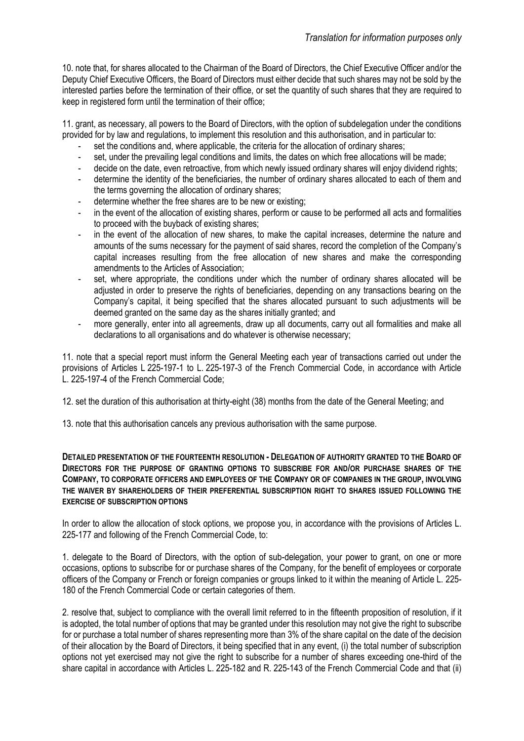*Translation for information purposes only*

10. note that, for shares allocated to the Chairman of the Board of Directors, the Chief Executive Officer and/or the Deputy Chief Executive Officers, the Board of Directors must either decide that such shares may not be sold by the interested parties before the termination of their office, or set the quantity of such shares that they are required to keep in registered form until the termination of their office;

11. grant, as necessary, all powers to the Board of Directors, with the option of subdelegation under the conditions provided for by law and regulations, to implement this resolution and this authorisation, and in particular to:

- set the conditions and, where applicable, the criteria for the allocation of ordinary shares;
- set, under the prevailing legal conditions and limits, the dates on which free allocations will be made;
- decide on the date, even retroactive, from which newly issued ordinary shares will enjoy dividend rights;
- determine the identity of the beneficiaries, the number of ordinary shares allocated to each of them and the terms governing the allocation of ordinary shares;
- determine whether the free shares are to be new or existing;
- in the event of the allocation of existing shares, perform or cause to be performed all acts and formalities to proceed with the buyback of existing shares;
- in the event of the allocation of new shares, to make the capital increases, determine the nature and amounts of the sums necessary for the payment of said shares, record the completion of the Company's capital increases resulting from the free allocation of new shares and make the corresponding amendments to the Articles of Association;
- set, where appropriate, the conditions under which the number of ordinary shares allocated will be adjusted in order to preserve the rights of beneficiaries, depending on any transactions bearing on the Company's capital, it being specified that the shares allocated pursuant to such adjustments will be deemed granted on the same day as the shares initially granted; and
- more generally, enter into all agreements, draw up all documents, carry out all formalities and make all declarations to all organisations and do whatever is otherwise necessary;

11. note that a special report must inform the General Meeting each year of transactions carried out under the provisions of Articles L 225-197-1 to L. 225-197-3 of the French Commercial Code, in accordance with Article L. 225-197-4 of the French Commercial Code;

12. set the duration of this authorisation at thirty-eight (38) months from the date of the General Meeting; and

13. note that this authorisation cancels any previous authorisation with the same purpose.

**DETAILED PRESENTATION OF THE FOURTEENTH RESOLUTION - DELEGATION OF AUTHORITY GRANTED TO THE BOARD OF DIRECTORS FOR THE PURPOSE OF GRANTING OPTIONS TO SUBSCRIBE FOR AND/OR PURCHASE SHARES OF THE COMPANY, TO CORPORATE OFFICERS AND EMPLOYEES OF THE COMPANY OR OF COMPANIES IN THE GROUP, INVOLVING THE WAIVER BY SHAREHOLDERS OF THEIR PREFERENTIAL SUBSCRIPTION RIGHT TO SHARES ISSUED FOLLOWING THE EXERCISE OF SUBSCRIPTION OPTIONS**

In order to allow the allocation of stock options, we propose you, in accordance with the provisions of Articles L. 225-177 and following of the French Commercial Code, to:

1. delegate to the Board of Directors, with the option of sub-delegation, your power to grant, on one or more occasions, options to subscribe for or purchase shares of the Company, for the benefit of employees or corporate officers of the Company or French or foreign companies or groups linked to it within the meaning of Article L. 225-180 of the French Commercial Code or certain categories of them.

2. resolve that, subject to compliance with the overall limit referred to in the fifteenth proposition of resolution, if it is adopted, the total number of options that may be granted under this resolution may not give the right to subscribe for or purchase a total number of shares representing more than 3% of the share capital on the date of the decision of their allocation by the Board of Directors, it being specified that in any event, (i) the total number of subscription options not yet exercised may not give the right to subscribe for a number of shares exceeding one-third of the share capital in accordance with Articles L. 225-182 and R. 225-143 of the French Commercial Code and that (ii)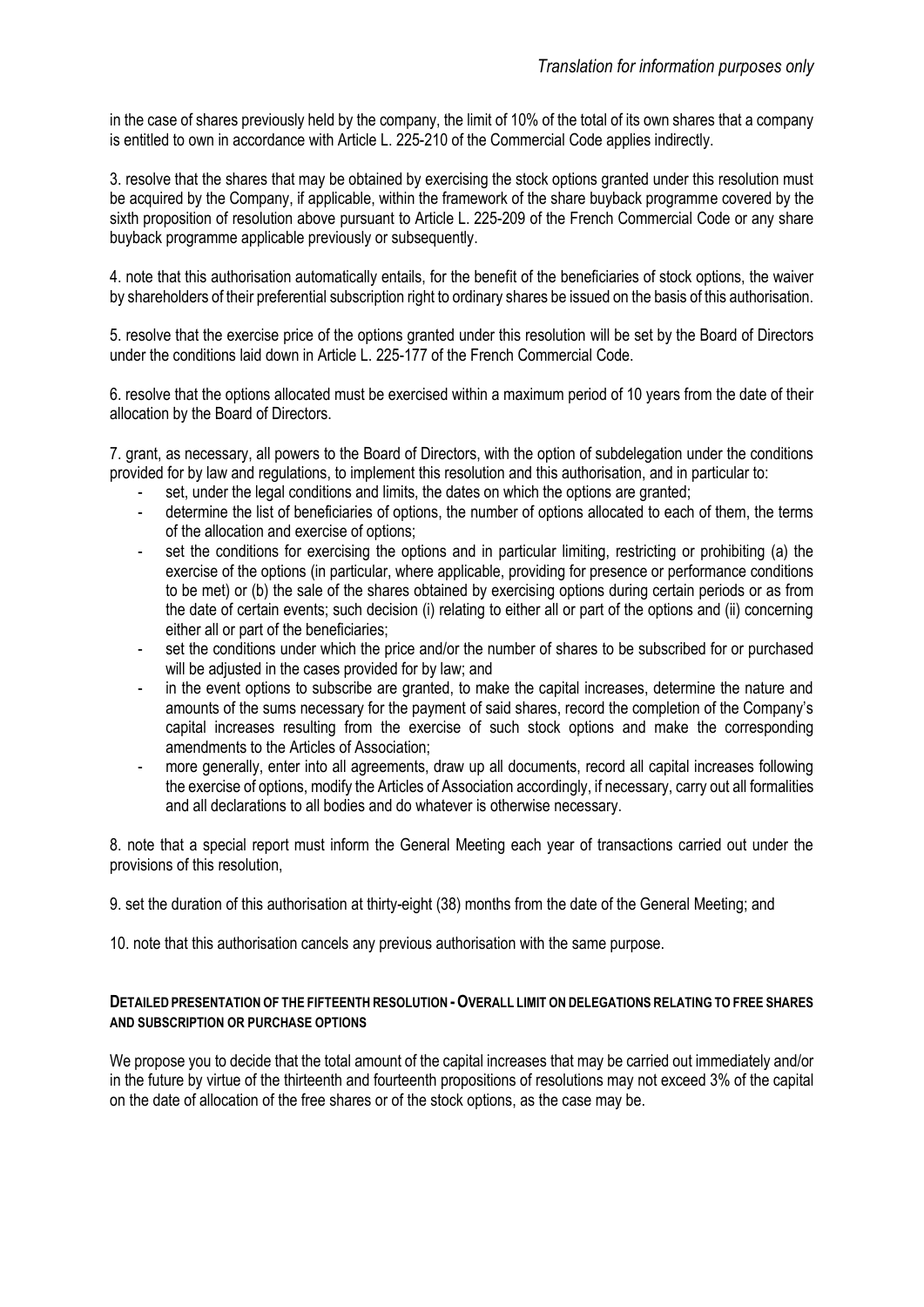*Translation for information purposes only*

in the case of shares previously held by the company, the limit of 10% of the total of its own shares that a company is entitled to own in accordance with Article L. 225-210 of the Commercial Code applies indirectly.

3. resolve that the shares that may be obtained by exercising the stock options granted under this resolution must be acquired by the Company, if applicable, within the framework of the share buyback programme covered by the sixth proposition of resolution above pursuant to Article L. 225-209 of the French Commercial Code or any share buyback programme applicable previously or subsequently.

4. note that this authorisation automatically entails, for the benefit of the beneficiaries of stock options, the waiver by shareholders of their preferential subscription right to ordinary shares be issued on the basis of this authorisation.

5. resolve that the exercise price of the options granted under this resolution will be set by the Board of Directors under the conditions laid down in Article L. 225-177 of the French Commercial Code.

6. resolve that the options allocated must be exercised within a maximum period of 10 years from the date of their allocation by the Board of Directors.

7. grant, as necessary, all powers to the Board of Directors, with the option of subdelegation under the conditions provided for by law and regulations, to implement this resolution and this authorisation, and in particular to:

- set, under the legal conditions and limits, the dates on which the options are granted;
- determine the list of beneficiaries of options, the number of options allocated to each of them, the terms of the allocation and exercise of options;
- set the conditions for exercising the options and in particular limiting, restricting or prohibiting (a) the exercise of the options (in particular, where applicable, providing for presence or performance conditions to be met) or (b) the sale of the shares obtained by exercising options during certain periods or as from the date of certain events; such decision (i) relating to either all or part of the options and (ii) concerning either all or part of the beneficiaries;
- set the conditions under which the price and/or the number of shares to be subscribed for or purchased will be adjusted in the cases provided for by law; and
- in the event options to subscribe are granted, to make the capital increases, determine the nature and amounts of the sums necessary for the payment of said shares, record the completion of the Company's capital increases resulting from the exercise of such stock options and make the corresponding amendments to the Articles of Association;
- more generally, enter into all agreements, draw up all documents, record all capital increases following the exercise of options, modify the Articles of Association accordingly, if necessary, carry out all formalities and all declarations to all bodies and do whatever is otherwise necessary.

8. note that a special report must inform the General Meeting each year of transactions carried out under the provisions of this resolution,

9. set the duration of this authorisation at thirty-eight (38) months from the date of the General Meeting; and

10. note that this authorisation cancels any previous authorisation with the same purpose.

**DETAILED PRESENTATION OF THE FIFTEENTH RESOLUTION - OVERALL LIMIT ON DELEGATIONS RELATING TO FREE SHARES AND SUBSCRIPTION OR PURCHASE OPTIONS**

We propose you to decide that the total amount of the capital increases that may be carried out immediately and/or in the future by virtue of the thirteenth and fourteenth propositions of resolutions may not exceed 3% of the capital on the date of allocation of the free shares or of the stock options, as the case may be.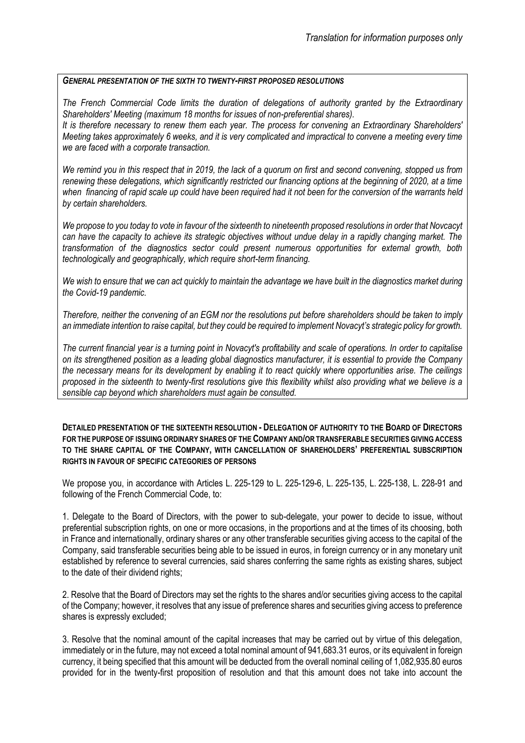*Translation for information purposes only*

***General presentation of the sixth to twenty-first proposed resolutions***

*The French Commercial Code limits the duration of delegations of authority granted by the Extraordinary Shareholders' Meeting (maximum 18 months for issues of non-preferential shares).*

*It is therefore necessary to renew them each year. The process for convening an Extraordinary Shareholders' Meeting takes approximately 6 weeks, and it is very complicated and impractical to convene a meeting every time we are faced with a corporate transaction.*

*We remind you in this respect that in 2019, the lack of a quorum on first and second convening, stopped us from renewing these delegations, which significantly restricted our financing options at the beginning of 2020, at a time when financing of rapid scale up could have been required had it not been for the conversion of the warrants held by certain shareholders.*

*We propose to you today to vote in favour of the sixteenth to nineteenth proposed resolutions in order that Novcacyt can have the capacity to achieve its strategic objectives without undue delay in a rapidly changing market. The transformation of the diagnostics sector could present numerous opportunities for external growth, both technologically and geographically, which require short-term financing.*

*We wish to ensure that we can act quickly to maintain the advantage we have built in the diagnostics market during the Covid-19 pandemic.*

*Therefore, neither the convening of an EGM nor the resolutions put before shareholders should be taken to imply an immediate intention to raise capital, but they could be required to implement Novacyt's strategic policy for growth.*

*The current financial year is a turning point in Novacyt's profitability and scale of operations. In order to capitalise on its strengthened position as a leading global diagnostics manufacturer, it is essential to provide the Company the necessary means for its development by enabling it to react quickly where opportunities arise. The ceilings proposed in the sixteenth to twenty-first resolutions give this flexibility whilst also providing what we believe is a sensible cap beyond which shareholders must again be consulted.*

**Detailed presentation of the sixteenth resolution - Delegation of authority to the Board of Directors for the purpose of issuing ordinary shares of the Company and/or transferable securities giving access to the share capital of the Company, with cancellation of shareholders' preferential subscription rights in favour of specific categories of persons**

We propose you, in accordance with Articles L. 225-129 to L. 225-129-6, L. 225-135, L. 225-138, L. 228-91 and following of the French Commercial Code, to:

1. Delegate to the Board of Directors, with the power to sub-delegate, your power to decide to issue, without preferential subscription rights, on one or more occasions, in the proportions and at the times of its choosing, both in France and internationally, ordinary shares or any other transferable securities giving access to the capital of the Company, said transferable securities being able to be issued in euros, in foreign currency or in any monetary unit established by reference to several currencies, said shares conferring the same rights as existing shares, subject to the date of their dividend rights;

2. Resolve that the Board of Directors may set the rights to the shares and/or securities giving access to the capital of the Company; however, it resolves that any issue of preference shares and securities giving access to preference shares is expressly excluded;

3. Resolve that the nominal amount of the capital increases that may be carried out by virtue of this delegation, immediately or in the future, may not exceed a total nominal amount of 941,683.31 euros, or its equivalent in foreign currency, it being specified that this amount will be deducted from the overall nominal ceiling of 1,082,935.80 euros provided for in the twenty-first proposition of resolution and that this amount does not take into account the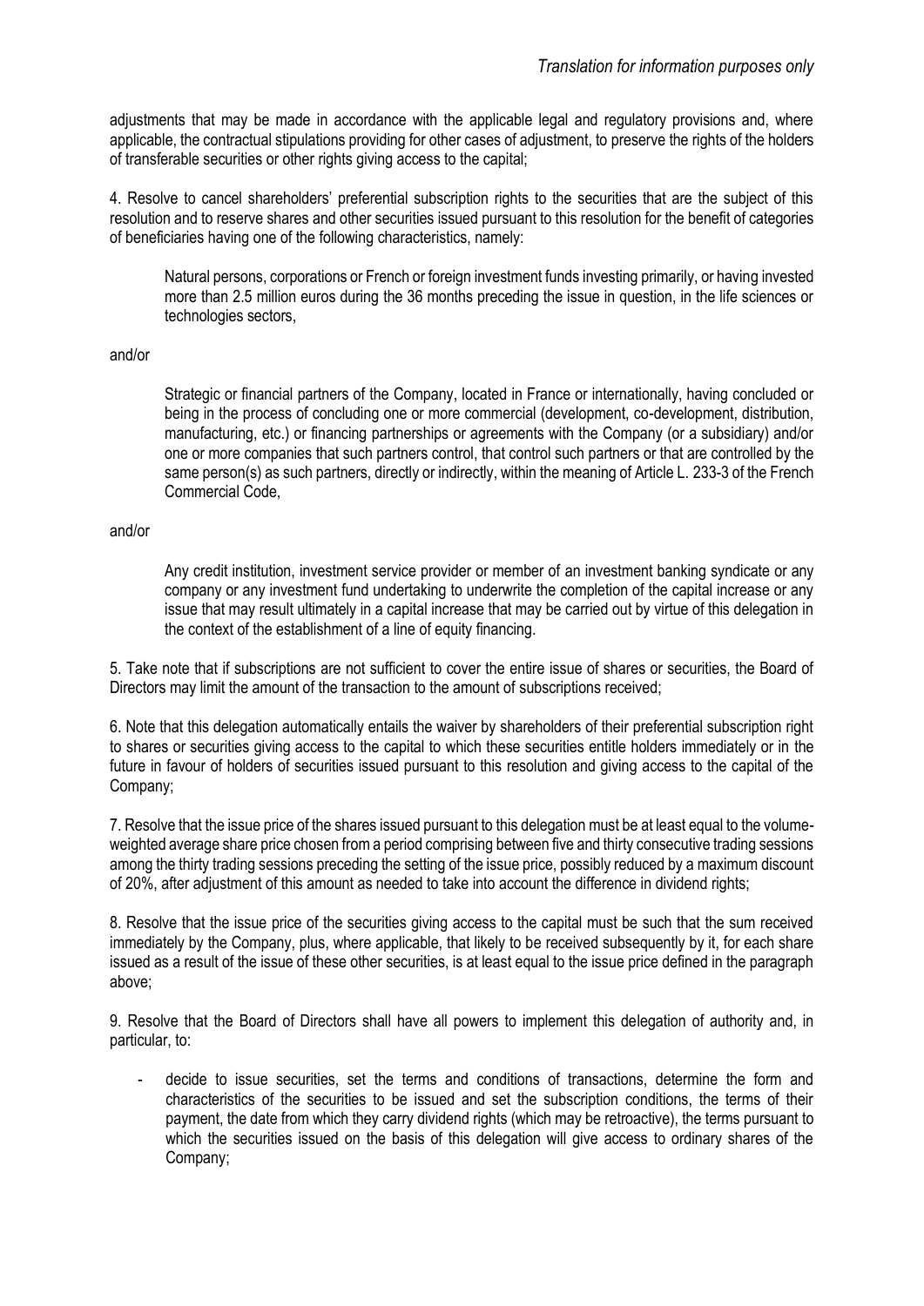adjustments that may be made in accordance with the applicable legal and regulatory provisions and, where applicable, the contractual stipulations providing for other cases of adjustment, to preserve the rights of the holders of transferable securities or other rights giving access to the capital;

4. Resolve to cancel shareholders' preferential subscription rights to the securities that are the subject of this resolution and to reserve shares and other securities issued pursuant to this resolution for the benefit of categories of beneficiaries having one of the following characteristics, namely:

> Natural persons, corporations or French or foreign investment funds investing primarily, or having invested more than 2.5 million euros during the 36 months preceding the issue in question, in the life sciences or technologies sectors,

and/or

> Strategic or financial partners of the Company, located in France or internationally, having concluded or being in the process of concluding one or more commercial (development, co-development, distribution, manufacturing, etc.) or financing partnerships or agreements with the Company (or a subsidiary) and/or one or more companies that such partners control, that control such partners or that are controlled by the same person(s) as such partners, directly or indirectly, within the meaning of Article L. 233-3 of the French Commercial Code,

and/or

> Any credit institution, investment service provider or member of an investment banking syndicate or any company or any investment fund undertaking to underwrite the completion of the capital increase or any issue that may result ultimately in a capital increase that may be carried out by virtue of this delegation in the context of the establishment of a line of equity financing.

5. Take note that if subscriptions are not sufficient to cover the entire issue of shares or securities, the Board of Directors may limit the amount of the transaction to the amount of subscriptions received;

6. Note that this delegation automatically entails the waiver by shareholders of their preferential subscription right to shares or securities giving access to the capital to which these securities entitle holders immediately or in the future in favour of holders of securities issued pursuant to this resolution and giving access to the capital of the Company;

7. Resolve that the issue price of the shares issued pursuant to this delegation must be at least equal to the volume-weighted average share price chosen from a period comprising between five and thirty consecutive trading sessions among the thirty trading sessions preceding the setting of the issue price, possibly reduced by a maximum discount of 20%, after adjustment of this amount as needed to take into account the difference in dividend rights;

8. Resolve that the issue price of the securities giving access to the capital must be such that the sum received immediately by the Company, plus, where applicable, that likely to be received subsequently by it, for each share issued as a result of the issue of these other securities, is at least equal to the issue price defined in the paragraph above;

9. Resolve that the Board of Directors shall have all powers to implement this delegation of authority and, in particular, to:

- decide to issue securities, set the terms and conditions of transactions, determine the form and characteristics of the securities to be issued and set the subscription conditions, the terms of their payment, the date from which they carry dividend rights (which may be retroactive), the terms pursuant to which the securities issued on the basis of this delegation will give access to ordinary shares of the Company;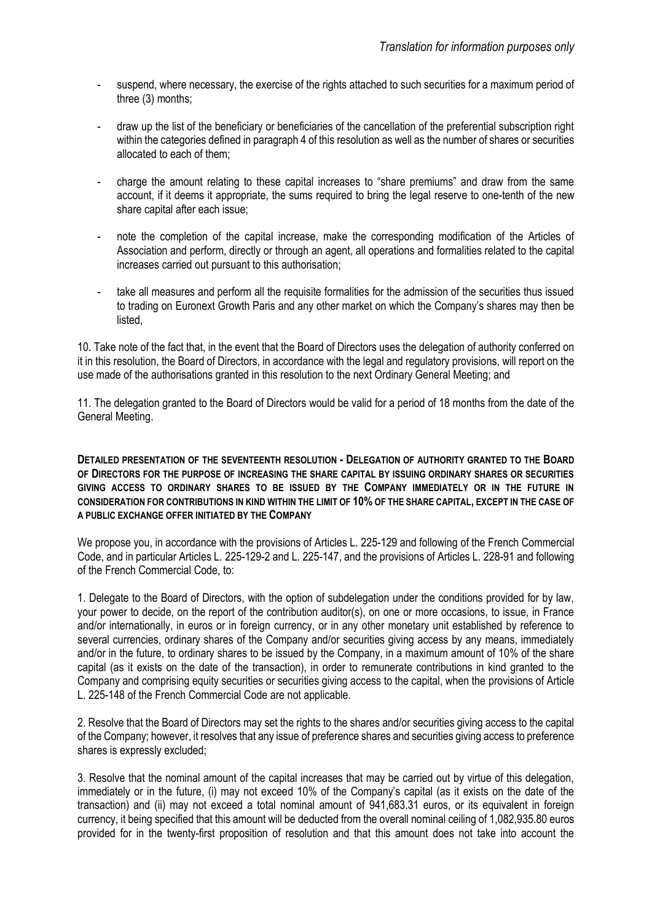- suspend, where necessary, the exercise of the rights attached to such securities for a maximum period of three (3) months;

- draw up the list of the beneficiary or beneficiaries of the cancellation of the preferential subscription right within the categories defined in paragraph 4 of this resolution as well as the number of shares or securities allocated to each of them;

- charge the amount relating to these capital increases to "share premiums" and draw from the same account, if it deems it appropriate, the sums required to bring the legal reserve to one-tenth of the new share capital after each issue;

- note the completion of the capital increase, make the corresponding modification of the Articles of Association and perform, directly or through an agent, all operations and formalities related to the capital increases carried out pursuant to this authorisation;

- take all measures and perform all the requisite formalities for the admission of the securities thus issued to trading on Euronext Growth Paris and any other market on which the Company's shares may then be listed,

10. Take note of the fact that, in the event that the Board of Directors uses the delegation of authority conferred on it in this resolution, the Board of Directors, in accordance with the legal and regulatory provisions, will report on the use made of the authorisations granted in this resolution to the next Ordinary General Meeting; and

11. The delegation granted to the Board of Directors would be valid for a period of 18 months from the date of the General Meeting.

**DETAILED PRESENTATION OF THE SEVENTEENTH RESOLUTION - DELEGATION OF AUTHORITY GRANTED TO THE BOARD OF DIRECTORS FOR THE PURPOSE OF INCREASING THE SHARE CAPITAL BY ISSUING ORDINARY SHARES OR SECURITIES GIVING ACCESS TO ORDINARY SHARES TO BE ISSUED BY THE COMPANY IMMEDIATELY OR IN THE FUTURE IN CONSIDERATION FOR CONTRIBUTIONS IN KIND WITHIN THE LIMIT OF 10% OF THE SHARE CAPITAL, EXCEPT IN THE CASE OF A PUBLIC EXCHANGE OFFER INITIATED BY THE COMPANY**

We propose you, in accordance with the provisions of Articles L. 225-129 and following of the French Commercial Code, and in particular Articles L. 225-129-2 and L. 225-147, and the provisions of Articles L. 228-91 and following of the French Commercial Code, to:

1. Delegate to the Board of Directors, with the option of subdelegation under the conditions provided for by law, your power to decide, on the report of the contribution auditor(s), on one or more occasions, to issue, in France and/or internationally, in euros or in foreign currency, or in any other monetary unit established by reference to several currencies, ordinary shares of the Company and/or securities giving access by any means, immediately and/or in the future, to ordinary shares to be issued by the Company, in a maximum amount of 10% of the share capital (as it exists on the date of the transaction), in order to remunerate contributions in kind granted to the Company and comprising equity securities or securities giving access to the capital, when the provisions of Article L. 225-148 of the French Commercial Code are not applicable.

2. Resolve that the Board of Directors may set the rights to the shares and/or securities giving access to the capital of the Company; however, it resolves that any issue of preference shares and securities giving access to preference shares is expressly excluded;

3. Resolve that the nominal amount of the capital increases that may be carried out by virtue of this delegation, immediately or in the future, (i) may not exceed 10% of the Company's capital (as it exists on the date of the transaction) and (ii) may not exceed a total nominal amount of 941,683.31 euros, or its equivalent in foreign currency, it being specified that this amount will be deducted from the overall nominal ceiling of 1,082,935.80 euros provided for in the twenty-first proposition of resolution and that this amount does not take into account the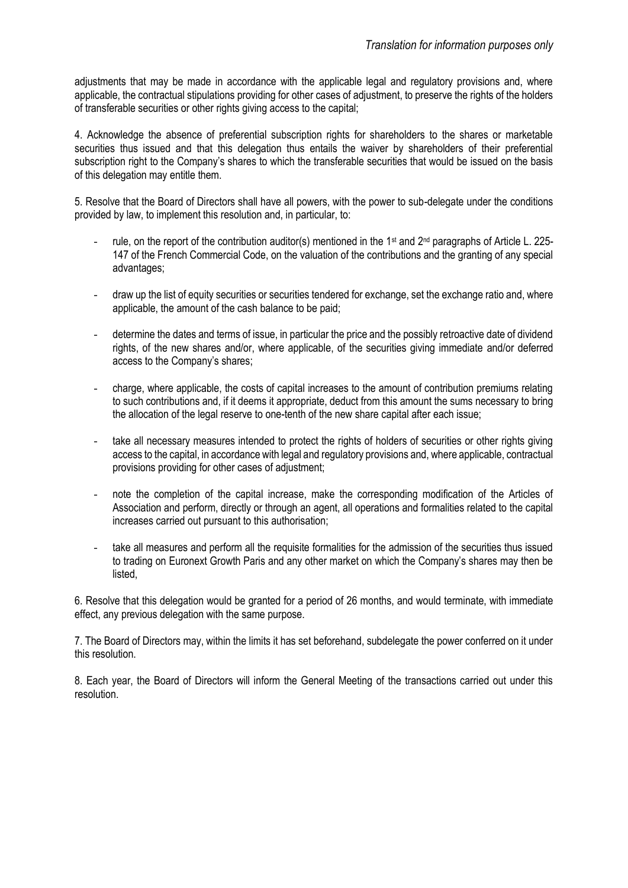adjustments that may be made in accordance with the applicable legal and regulatory provisions and, where applicable, the contractual stipulations providing for other cases of adjustment, to preserve the rights of the holders of transferable securities or other rights giving access to the capital;

4. Acknowledge the absence of preferential subscription rights for shareholders to the shares or marketable securities thus issued and that this delegation thus entails the waiver by shareholders of their preferential subscription right to the Company's shares to which the transferable securities that would be issued on the basis of this delegation may entitle them.

5. Resolve that the Board of Directors shall have all powers, with the power to sub-delegate under the conditions provided by law, to implement this resolution and, in particular, to:

- rule, on the report of the contribution auditor(s) mentioned in the 1st and 2nd paragraphs of Article L. 225-147 of the French Commercial Code, on the valuation of the contributions and the granting of any special advantages;
- draw up the list of equity securities or securities tendered for exchange, set the exchange ratio and, where applicable, the amount of the cash balance to be paid;
- determine the dates and terms of issue, in particular the price and the possibly retroactive date of dividend rights, of the new shares and/or, where applicable, of the securities giving immediate and/or deferred access to the Company's shares;
- charge, where applicable, the costs of capital increases to the amount of contribution premiums relating to such contributions and, if it deems it appropriate, deduct from this amount the sums necessary to bring the allocation of the legal reserve to one-tenth of the new share capital after each issue;
- take all necessary measures intended to protect the rights of holders of securities or other rights giving access to the capital, in accordance with legal and regulatory provisions and, where applicable, contractual provisions providing for other cases of adjustment;
- note the completion of the capital increase, make the corresponding modification of the Articles of Association and perform, directly or through an agent, all operations and formalities related to the capital increases carried out pursuant to this authorisation;
- take all measures and perform all the requisite formalities for the admission of the securities thus issued to trading on Euronext Growth Paris and any other market on which the Company's shares may then be listed,

6. Resolve that this delegation would be granted for a period of 26 months, and would terminate, with immediate effect, any previous delegation with the same purpose.

7. The Board of Directors may, within the limits it has set beforehand, subdelegate the power conferred on it under this resolution.

8. Each year, the Board of Directors will inform the General Meeting of the transactions carried out under this resolution.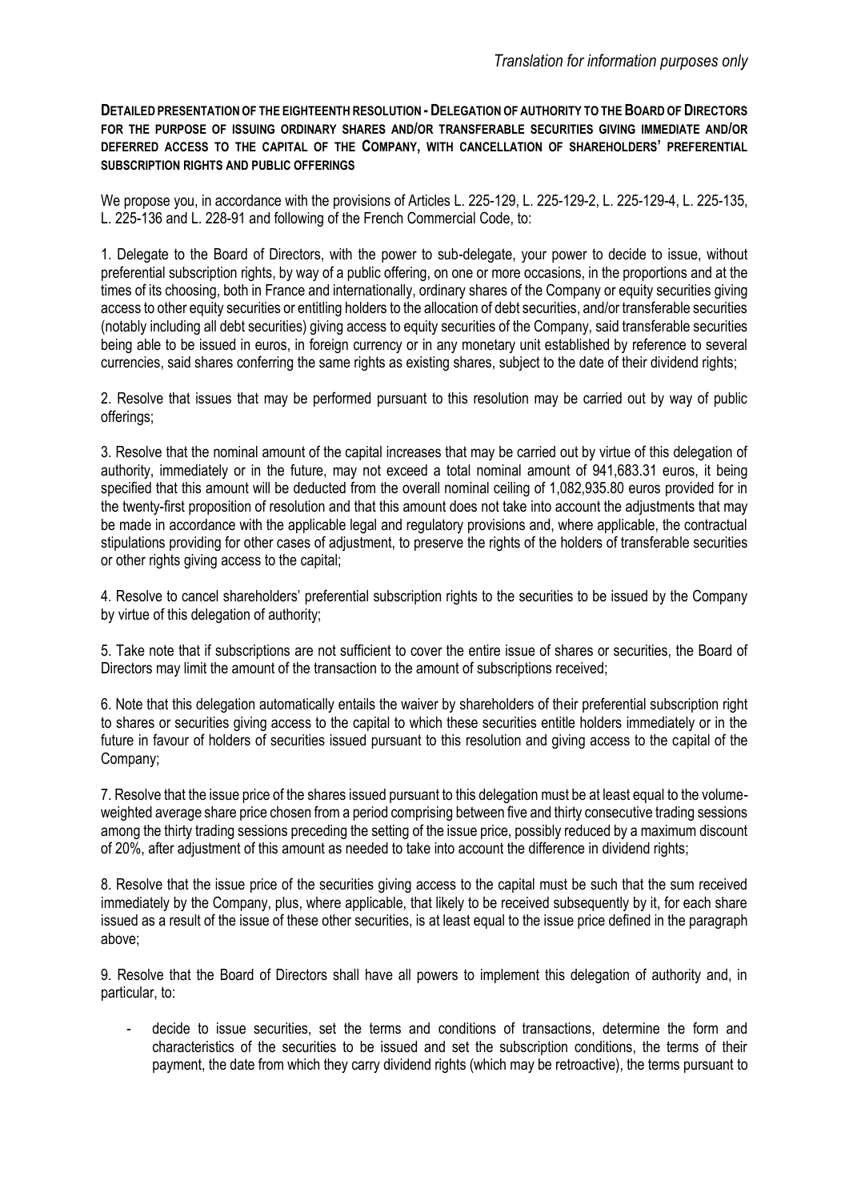*Translation for information purposes only*

**DETAILED PRESENTATION OF THE EIGHTEENTH RESOLUTION - DELEGATION OF AUTHORITY TO THE BOARD OF DIRECTORS FOR THE PURPOSE OF ISSUING ORDINARY SHARES AND/OR TRANSFERABLE SECURITIES GIVING IMMEDIATE AND/OR DEFERRED ACCESS TO THE CAPITAL OF THE COMPANY, WITH CANCELLATION OF SHAREHOLDERS' PREFERENTIAL SUBSCRIPTION RIGHTS AND PUBLIC OFFERINGS**

We propose you, in accordance with the provisions of Articles L. 225-129, L. 225-129-2, L. 225-129-4, L. 225-135, L. 225-136 and L. 228-91 and following of the French Commercial Code, to:

1. Delegate to the Board of Directors, with the power to sub-delegate, your power to decide to issue, without preferential subscription rights, by way of a public offering, on one or more occasions, in the proportions and at the times of its choosing, both in France and internationally, ordinary shares of the Company or equity securities giving access to other equity securities or entitling holders to the allocation of debt securities, and/or transferable securities (notably including all debt securities) giving access to equity securities of the Company, said transferable securities being able to be issued in euros, in foreign currency or in any monetary unit established by reference to several currencies, said shares conferring the same rights as existing shares, subject to the date of their dividend rights;

2. Resolve that issues that may be performed pursuant to this resolution may be carried out by way of public offerings;

3. Resolve that the nominal amount of the capital increases that may be carried out by virtue of this delegation of authority, immediately or in the future, may not exceed a total nominal amount of 941,683.31 euros, it being specified that this amount will be deducted from the overall nominal ceiling of 1,082,935.80 euros provided for in the twenty-first proposition of resolution and that this amount does not take into account the adjustments that may be made in accordance with the applicable legal and regulatory provisions and, where applicable, the contractual stipulations providing for other cases of adjustment, to preserve the rights of the holders of transferable securities or other rights giving access to the capital;

4. Resolve to cancel shareholders' preferential subscription rights to the securities to be issued by the Company by virtue of this delegation of authority;

5. Take note that if subscriptions are not sufficient to cover the entire issue of shares or securities, the Board of Directors may limit the amount of the transaction to the amount of subscriptions received;

6. Note that this delegation automatically entails the waiver by shareholders of their preferential subscription right to shares or securities giving access to the capital to which these securities entitle holders immediately or in the future in favour of holders of securities issued pursuant to this resolution and giving access to the capital of the Company;

7. Resolve that the issue price of the shares issued pursuant to this delegation must be at least equal to the volume-weighted average share price chosen from a period comprising between five and thirty consecutive trading sessions among the thirty trading sessions preceding the setting of the issue price, possibly reduced by a maximum discount of 20%, after adjustment of this amount as needed to take into account the difference in dividend rights;

8. Resolve that the issue price of the securities giving access to the capital must be such that the sum received immediately by the Company, plus, where applicable, that likely to be received subsequently by it, for each share issued as a result of the issue of these other securities, is at least equal to the issue price defined in the paragraph above;

9. Resolve that the Board of Directors shall have all powers to implement this delegation of authority and, in particular, to:

- decide to issue securities, set the terms and conditions of transactions, determine the form and characteristics of the securities to be issued and set the subscription conditions, the terms of their payment, the date from which they carry dividend rights (which may be retroactive), the terms pursuant to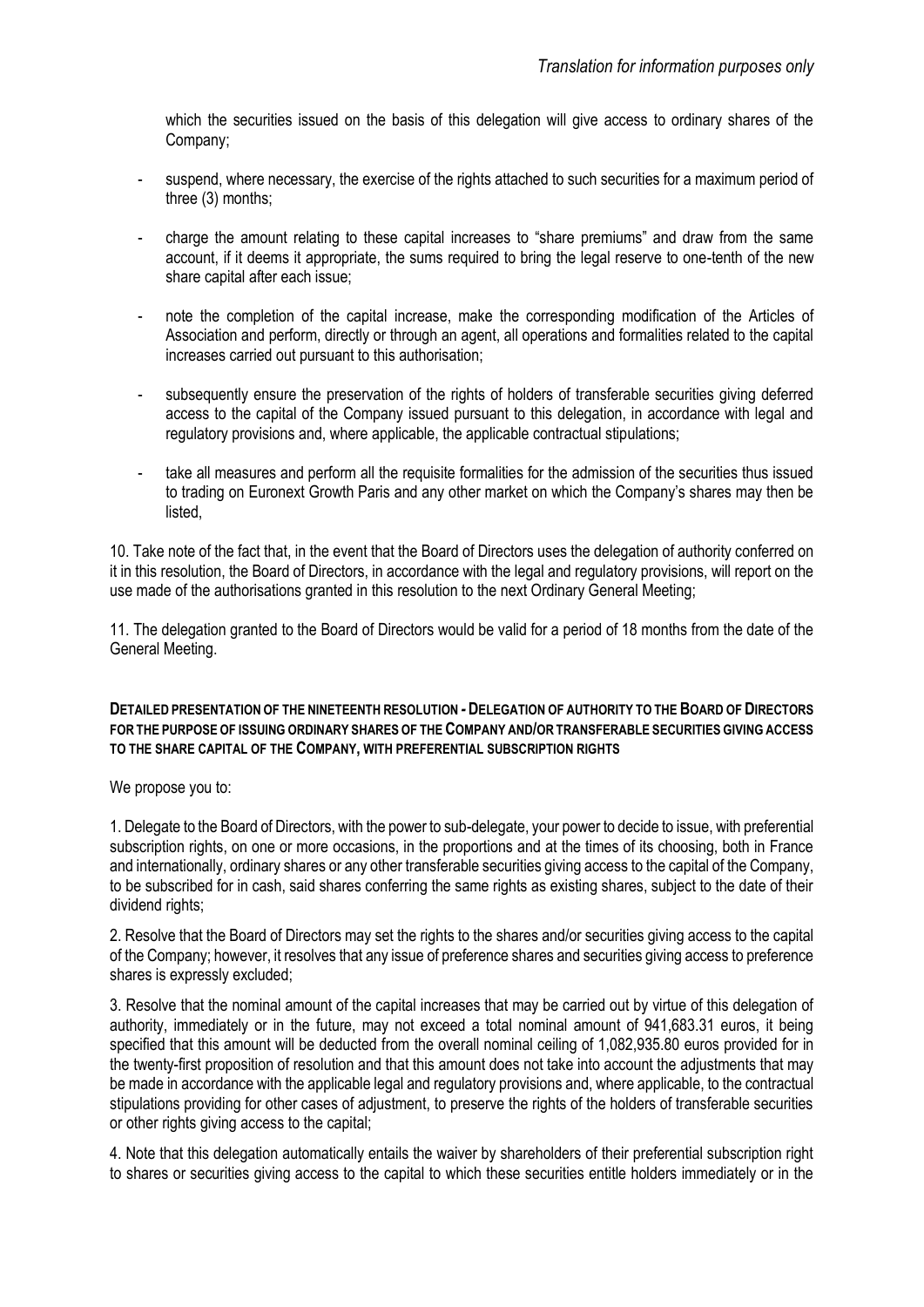which the securities issued on the basis of this delegation will give access to ordinary shares of the Company;

- suspend, where necessary, the exercise of the rights attached to such securities for a maximum period of three (3) months;
- charge the amount relating to these capital increases to "share premiums" and draw from the same account, if it deems it appropriate, the sums required to bring the legal reserve to one-tenth of the new share capital after each issue;
- note the completion of the capital increase, make the corresponding modification of the Articles of Association and perform, directly or through an agent, all operations and formalities related to the capital increases carried out pursuant to this authorisation;
- subsequently ensure the preservation of the rights of holders of transferable securities giving deferred access to the capital of the Company issued pursuant to this delegation, in accordance with legal and regulatory provisions and, where applicable, the applicable contractual stipulations;
- take all measures and perform all the requisite formalities for the admission of the securities thus issued to trading on Euronext Growth Paris and any other market on which the Company's shares may then be listed,

10. Take note of the fact that, in the event that the Board of Directors uses the delegation of authority conferred on it in this resolution, the Board of Directors, in accordance with the legal and regulatory provisions, will report on the use made of the authorisations granted in this resolution to the next Ordinary General Meeting;

11. The delegation granted to the Board of Directors would be valid for a period of 18 months from the date of the General Meeting.

**DETAILED PRESENTATION OF THE NINETEENTH RESOLUTION - DELEGATION OF AUTHORITY TO THE BOARD OF DIRECTORS FOR THE PURPOSE OF ISSUING ORDINARY SHARES OF THE COMPANY AND/OR TRANSFERABLE SECURITIES GIVING ACCESS TO THE SHARE CAPITAL OF THE COMPANY, WITH PREFERENTIAL SUBSCRIPTION RIGHTS**

We propose you to:

1. Delegate to the Board of Directors, with the power to sub-delegate, your power to decide to issue, with preferential subscription rights, on one or more occasions, in the proportions and at the times of its choosing, both in France and internationally, ordinary shares or any other transferable securities giving access to the capital of the Company, to be subscribed for in cash, said shares conferring the same rights as existing shares, subject to the date of their dividend rights;

2. Resolve that the Board of Directors may set the rights to the shares and/or securities giving access to the capital of the Company; however, it resolves that any issue of preference shares and securities giving access to preference shares is expressly excluded;

3. Resolve that the nominal amount of the capital increases that may be carried out by virtue of this delegation of authority, immediately or in the future, may not exceed a total nominal amount of 941,683.31 euros, it being specified that this amount will be deducted from the overall nominal ceiling of 1,082,935.80 euros provided for in the twenty-first proposition of resolution and that this amount does not take into account the adjustments that may be made in accordance with the applicable legal and regulatory provisions and, where applicable, to the contractual stipulations providing for other cases of adjustment, to preserve the rights of the holders of transferable securities or other rights giving access to the capital;

4. Note that this delegation automatically entails the waiver by shareholders of their preferential subscription right to shares or securities giving access to the capital to which these securities entitle holders immediately or in the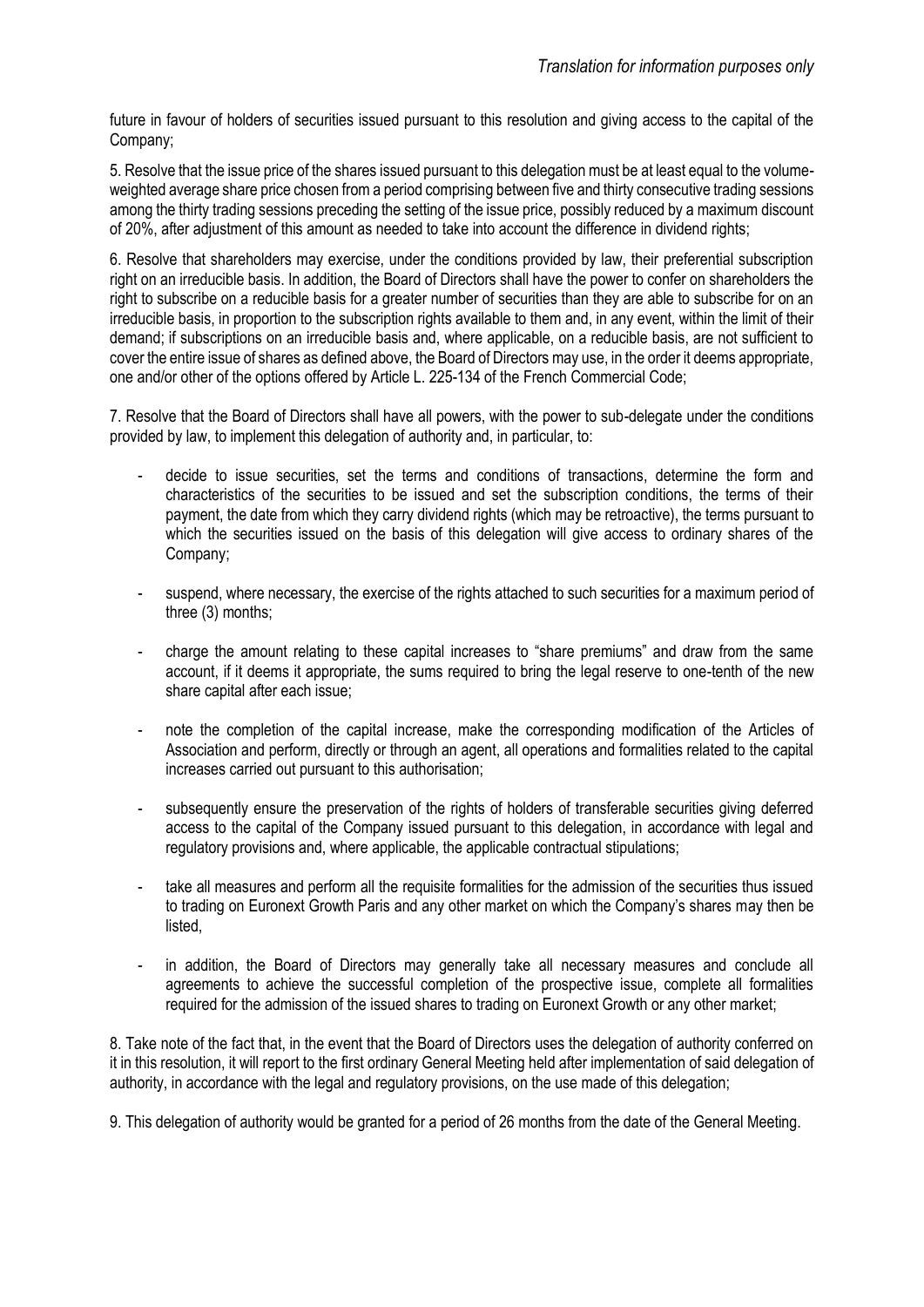future in favour of holders of securities issued pursuant to this resolution and giving access to the capital of the Company;

5. Resolve that the issue price of the shares issued pursuant to this delegation must be at least equal to the volume-weighted average share price chosen from a period comprising between five and thirty consecutive trading sessions among the thirty trading sessions preceding the setting of the issue price, possibly reduced by a maximum discount of 20%, after adjustment of this amount as needed to take into account the difference in dividend rights;

6. Resolve that shareholders may exercise, under the conditions provided by law, their preferential subscription right on an irreducible basis. In addition, the Board of Directors shall have the power to confer on shareholders the right to subscribe on a reducible basis for a greater number of securities than they are able to subscribe for on an irreducible basis, in proportion to the subscription rights available to them and, in any event, within the limit of their demand; if subscriptions on an irreducible basis and, where applicable, on a reducible basis, are not sufficient to cover the entire issue of shares as defined above, the Board of Directors may use, in the order it deems appropriate, one and/or other of the options offered by Article L. 225-134 of the French Commercial Code;

7. Resolve that the Board of Directors shall have all powers, with the power to sub-delegate under the conditions provided by law, to implement this delegation of authority and, in particular, to:

- decide to issue securities, set the terms and conditions of transactions, determine the form and characteristics of the securities to be issued and set the subscription conditions, the terms of their payment, the date from which they carry dividend rights (which may be retroactive), the terms pursuant to which the securities issued on the basis of this delegation will give access to ordinary shares of the Company;
- suspend, where necessary, the exercise of the rights attached to such securities for a maximum period of three (3) months;
- charge the amount relating to these capital increases to "share premiums" and draw from the same account, if it deems it appropriate, the sums required to bring the legal reserve to one-tenth of the new share capital after each issue;
- note the completion of the capital increase, make the corresponding modification of the Articles of Association and perform, directly or through an agent, all operations and formalities related to the capital increases carried out pursuant to this authorisation;
- subsequently ensure the preservation of the rights of holders of transferable securities giving deferred access to the capital of the Company issued pursuant to this delegation, in accordance with legal and regulatory provisions and, where applicable, the applicable contractual stipulations;
- take all measures and perform all the requisite formalities for the admission of the securities thus issued to trading on Euronext Growth Paris and any other market on which the Company's shares may then be listed,
- in addition, the Board of Directors may generally take all necessary measures and conclude all agreements to achieve the successful completion of the prospective issue, complete all formalities required for the admission of the issued shares to trading on Euronext Growth or any other market;

8. Take note of the fact that, in the event that the Board of Directors uses the delegation of authority conferred on it in this resolution, it will report to the first ordinary General Meeting held after implementation of said delegation of authority, in accordance with the legal and regulatory provisions, on the use made of this delegation;

9. This delegation of authority would be granted for a period of 26 months from the date of the General Meeting.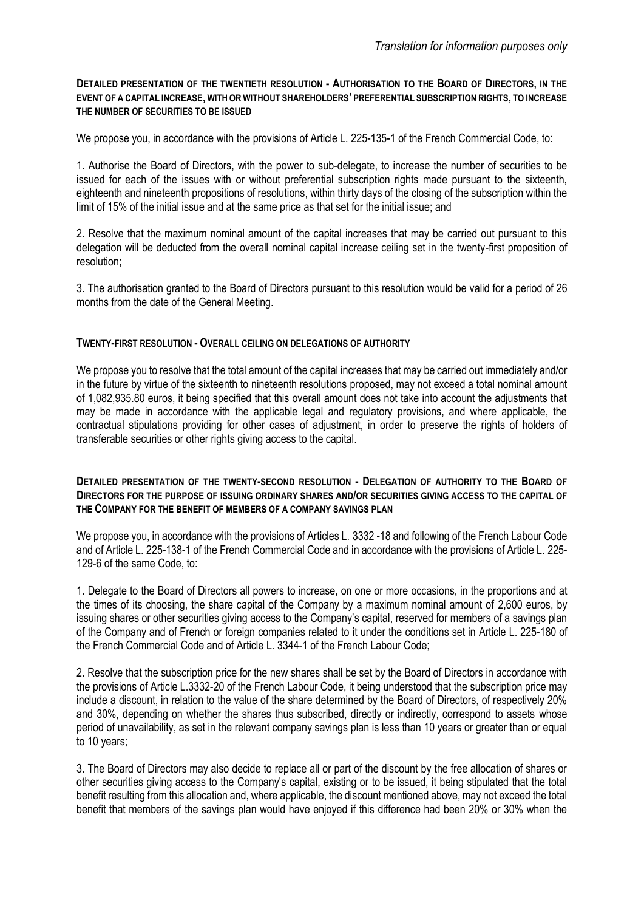*Translation for information purposes only*

**DETAILED PRESENTATION OF THE TWENTIETH RESOLUTION - AUTHORISATION TO THE BOARD OF DIRECTORS, IN THE EVENT OF A CAPITAL INCREASE, WITH OR WITHOUT SHAREHOLDERS' PREFERENTIAL SUBSCRIPTION RIGHTS, TO INCREASE THE NUMBER OF SECURITIES TO BE ISSUED**

We propose you, in accordance with the provisions of Article L. 225-135-1 of the French Commercial Code, to:

1. Authorise the Board of Directors, with the power to sub-delegate, to increase the number of securities to be issued for each of the issues with or without preferential subscription rights made pursuant to the sixteenth, eighteenth and nineteenth propositions of resolutions, within thirty days of the closing of the subscription within the limit of 15% of the initial issue and at the same price as that set for the initial issue; and

2. Resolve that the maximum nominal amount of the capital increases that may be carried out pursuant to this delegation will be deducted from the overall nominal capital increase ceiling set in the twenty-first proposition of resolution;

3. The authorisation granted to the Board of Directors pursuant to this resolution would be valid for a period of 26 months from the date of the General Meeting.

**TWENTY-FIRST RESOLUTION - OVERALL CEILING ON DELEGATIONS OF AUTHORITY**

We propose you to resolve that the total amount of the capital increases that may be carried out immediately and/or in the future by virtue of the sixteenth to nineteenth resolutions proposed, may not exceed a total nominal amount of 1,082,935.80 euros, it being specified that this overall amount does not take into account the adjustments that may be made in accordance with the applicable legal and regulatory provisions, and where applicable, the contractual stipulations providing for other cases of adjustment, in order to preserve the rights of holders of transferable securities or other rights giving access to the capital.

**DETAILED PRESENTATION OF THE TWENTY-SECOND RESOLUTION - DELEGATION OF AUTHORITY TO THE BOARD OF DIRECTORS FOR THE PURPOSE OF ISSUING ORDINARY SHARES AND/OR SECURITIES GIVING ACCESS TO THE CAPITAL OF THE COMPANY FOR THE BENEFIT OF MEMBERS OF A COMPANY SAVINGS PLAN**

We propose you, in accordance with the provisions of Articles L. 3332 -18 and following of the French Labour Code and of Article L. 225-138-1 of the French Commercial Code and in accordance with the provisions of Article L. 225-129-6 of the same Code, to:

1. Delegate to the Board of Directors all powers to increase, on one or more occasions, in the proportions and at the times of its choosing, the share capital of the Company by a maximum nominal amount of 2,600 euros, by issuing shares or other securities giving access to the Company's capital, reserved for members of a savings plan of the Company and of French or foreign companies related to it under the conditions set in Article L. 225-180 of the French Commercial Code and of Article L. 3344-1 of the French Labour Code;

2. Resolve that the subscription price for the new shares shall be set by the Board of Directors in accordance with the provisions of Article L.3332-20 of the French Labour Code, it being understood that the subscription price may include a discount, in relation to the value of the share determined by the Board of Directors, of respectively 20% and 30%, depending on whether the shares thus subscribed, directly or indirectly, correspond to assets whose period of unavailability, as set in the relevant company savings plan is less than 10 years or greater than or equal to 10 years;

3. The Board of Directors may also decide to replace all or part of the discount by the free allocation of shares or other securities giving access to the Company's capital, existing or to be issued, it being stipulated that the total benefit resulting from this allocation and, where applicable, the discount mentioned above, may not exceed the total benefit that members of the savings plan would have enjoyed if this difference had been 20% or 30% when the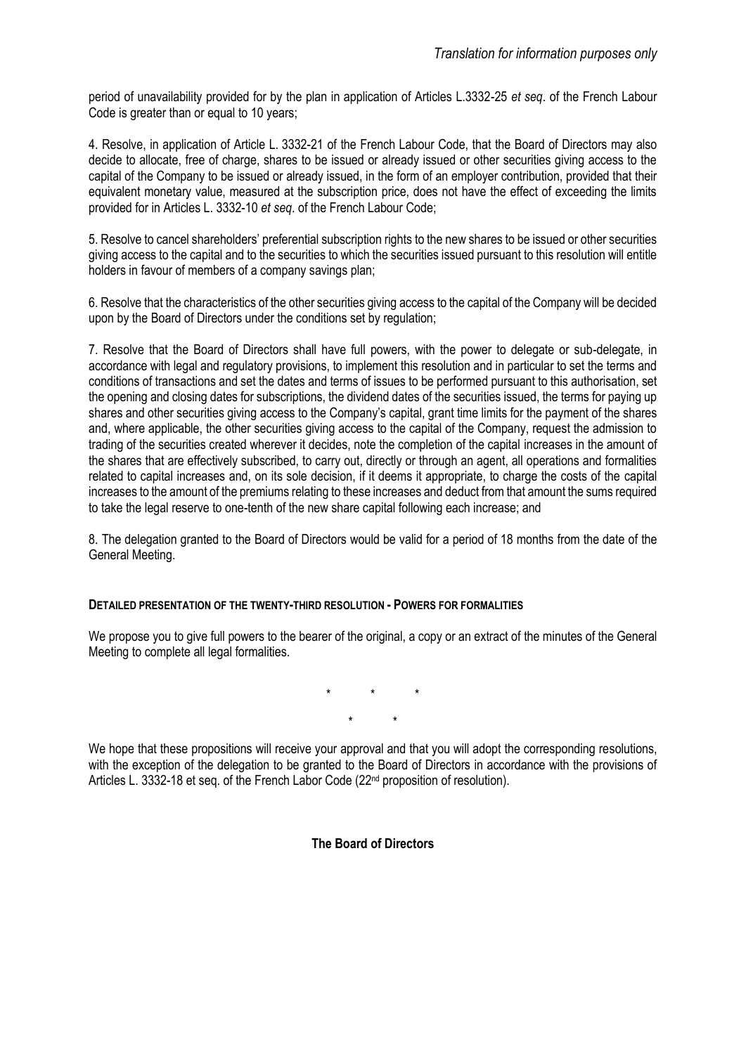period of unavailability provided for by the plan in application of Articles L.3332-25 *et seq*. of the French Labour Code is greater than or equal to 10 years;

4. Resolve, in application of Article L. 3332-21 of the French Labour Code, that the Board of Directors may also decide to allocate, free of charge, shares to be issued or already issued or other securities giving access to the capital of the Company to be issued or already issued, in the form of an employer contribution, provided that their equivalent monetary value, measured at the subscription price, does not have the effect of exceeding the limits provided for in Articles L. 3332-10 *et seq*. of the French Labour Code;

5. Resolve to cancel shareholders' preferential subscription rights to the new shares to be issued or other securities giving access to the capital and to the securities to which the securities issued pursuant to this resolution will entitle holders in favour of members of a company savings plan;

6. Resolve that the characteristics of the other securities giving access to the capital of the Company will be decided upon by the Board of Directors under the conditions set by regulation;

7. Resolve that the Board of Directors shall have full powers, with the power to delegate or sub-delegate, in accordance with legal and regulatory provisions, to implement this resolution and in particular to set the terms and conditions of transactions and set the dates and terms of issues to be performed pursuant to this authorisation, set the opening and closing dates for subscriptions, the dividend dates of the securities issued, the terms for paying up shares and other securities giving access to the Company's capital, grant time limits for the payment of the shares and, where applicable, the other securities giving access to the capital of the Company, request the admission to trading of the securities created wherever it decides, note the completion of the capital increases in the amount of the shares that are effectively subscribed, to carry out, directly or through an agent, all operations and formalities related to capital increases and, on its sole decision, if it deems it appropriate, to charge the costs of the capital increases to the amount of the premiums relating to these increases and deduct from that amount the sums required to take the legal reserve to one-tenth of the new share capital following each increase; and

8. The delegation granted to the Board of Directors would be valid for a period of 18 months from the date of the General Meeting.

#### DETAILED PRESENTATION OF THE TWENTY-THIRD RESOLUTION - POWERS FOR FORMALITIES

We propose you to give full powers to the bearer of the original, a copy or an extract of the minutes of the General Meeting to complete all legal formalities.

\* \* \*

\* \*

We hope that these propositions will receive your approval and that you will adopt the corresponding resolutions, with the exception of the delegation to be granted to the Board of Directors in accordance with the provisions of Articles L. 3332-18 et seq. of the French Labor Code (22nd proposition of resolution).

**The Board of Directors**